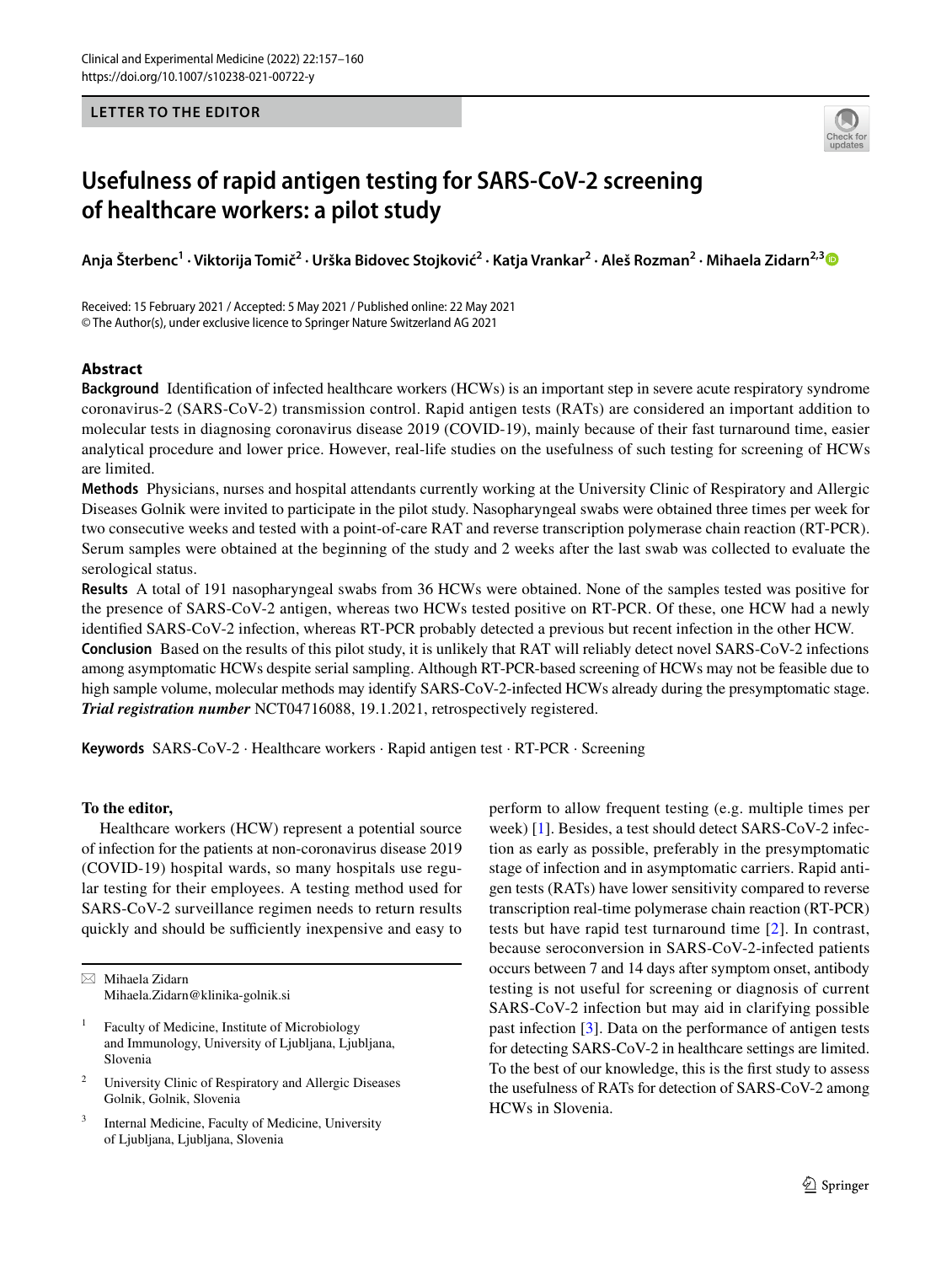LETTER TO THE EDITOR

# Usefulness of rapid antigen testing for SARS-CoV-2 screening of healthcare workers: a pilot study

**Anja Šterbenc[1] · Viktorija Tomič[2] · Urška Bidovec Stojković[2] · Katja Vrankar[2] · Aleš Rozman[2] · Mihaela Zidarn[2,3]**

Received: 15 February 2021 / Accepted: 5 May 2021 / Published online: 22 May 2021
© The Author(s), under exclusive licence to Springer Nature Switzerland AG 2021

## Abstract

**Background** Identification of infected healthcare workers (HCWs) is an important step in severe acute respiratory syndrome coronavirus-2 (SARS-CoV-2) transmission control. Rapid antigen tests (RATs) are considered an important addition to molecular tests in diagnosing coronavirus disease 2019 (COVID-19), mainly because of their fast turnaround time, easier analytical procedure and lower price. However, real-life studies on the usefulness of such testing for screening of HCWs are limited.

**Methods** Physicians, nurses and hospital attendants currently working at the University Clinic of Respiratory and Allergic Diseases Golnik were invited to participate in the pilot study. Nasopharyngeal swabs were obtained three times per week for two consecutive weeks and tested with a point-of-care RAT and reverse transcription polymerase chain reaction (RT-PCR). Serum samples were obtained at the beginning of the study and 2 weeks after the last swab was collected to evaluate the serological status.

**Results** A total of 191 nasopharyngeal swabs from 36 HCWs were obtained. None of the samples tested was positive for the presence of SARS-CoV-2 antigen, whereas two HCWs tested positive on RT-PCR. Of these, one HCW had a newly identified SARS-CoV-2 infection, whereas RT-PCR probably detected a previous but recent infection in the other HCW.

**Conclusion** Based on the results of this pilot study, it is unlikely that RAT will reliably detect novel SARS-CoV-2 infections among asymptomatic HCWs despite serial sampling. Although RT-PCR-based screening of HCWs may not be feasible due to high sample volume, molecular methods may identify SARS-CoV-2-infected HCWs already during the presymptomatic stage.

***Trial registration number*** NCT04716088, 19.1.2021, retrospectively registered.

**Keywords** SARS-CoV-2 · Healthcare workers · Rapid antigen test · RT-PCR · Screening

**To the editor,**

Healthcare workers (HCW) represent a potential source of infection for the patients at non-coronavirus disease 2019 (COVID-19) hospital wards, so many hospitals use regular testing for their employees. A testing method used for SARS-CoV-2 surveillance regimen needs to return results quickly and should be sufficiently inexpensive and easy to perform to allow frequent testing (e.g. multiple times per week) [1]. Besides, a test should detect SARS-CoV-2 infection as early as possible, preferably in the presymptomatic stage of infection and in asymptomatic carriers. Rapid antigen tests (RATs) have lower sensitivity compared to reverse transcription real-time polymerase chain reaction (RT-PCR) tests but have rapid test turnaround time [2]. In contrast, because seroconversion in SARS-CoV-2-infected patients occurs between 7 and 14 days after symptom onset, antibody testing is not useful for screening or diagnosis of current SARS-CoV-2 infection but may aid in clarifying possible past infection [3]. Data on the performance of antigen tests for detecting SARS-CoV-2 in healthcare settings are limited. To the best of our knowledge, this is the first study to assess the usefulness of RATs for detection of SARS-CoV-2 among HCWs in Slovenia.

---

✉ Mihaela Zidarn
Mihaela.Zidarn@klinika-golnik.si

[1] Faculty of Medicine, Institute of Microbiology and Immunology, University of Ljubljana, Ljubljana, Slovenia

[2] University Clinic of Respiratory and Allergic Diseases Golnik, Golnik, Slovenia

[3] Internal Medicine, Faculty of Medicine, University of Ljubljana, Ljubljana, Slovenia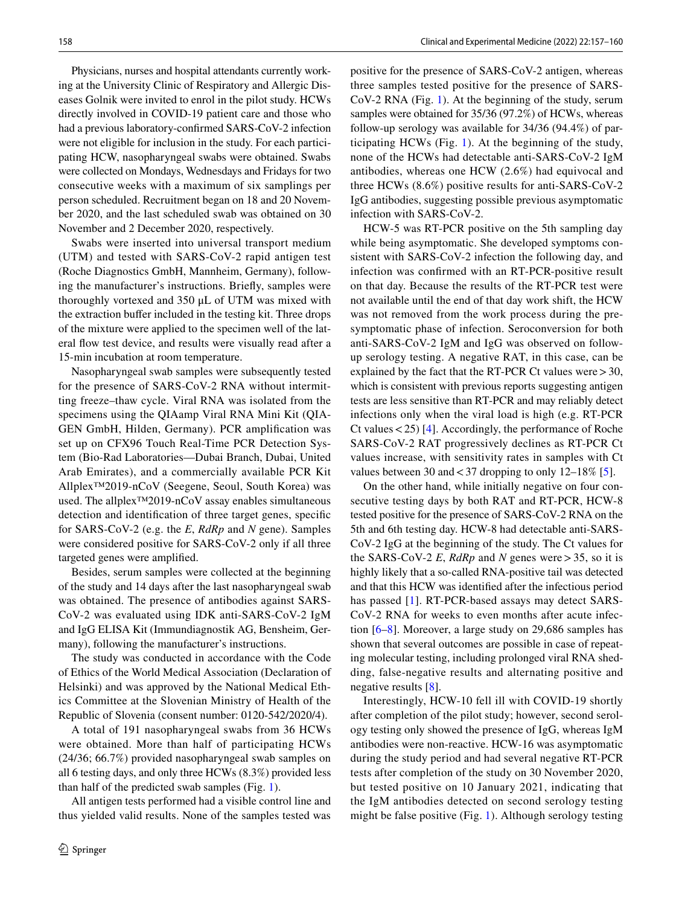Physicians, nurses and hospital attendants currently working at the University Clinic of Respiratory and Allergic Diseases Golnik were invited to enrol in the pilot study. HCWs directly involved in COVID-19 patient care and those who had a previous laboratory-confirmed SARS-CoV-2 infection were not eligible for inclusion in the study. For each participating HCW, nasopharyngeal swabs were obtained. Swabs were collected on Mondays, Wednesdays and Fridays for two consecutive weeks with a maximum of six samplings per person scheduled. Recruitment began on 18 and 20 November 2020, and the last scheduled swab was obtained on 30 November and 2 December 2020, respectively.

Swabs were inserted into universal transport medium (UTM) and tested with SARS-CoV-2 rapid antigen test (Roche Diagnostics GmbH, Mannheim, Germany), following the manufacturer's instructions. Briefly, samples were thoroughly vortexed and 350 µL of UTM was mixed with the extraction buffer included in the testing kit. Three drops of the mixture were applied to the specimen well of the lateral flow test device, and results were visually read after a 15-min incubation at room temperature.

Nasopharyngeal swab samples were subsequently tested for the presence of SARS-CoV-2 RNA without intermitting freeze–thaw cycle. Viral RNA was isolated from the specimens using the QIAamp Viral RNA Mini Kit (QIAGEN GmbH, Hilden, Germany). PCR amplification was set up on CFX96 Touch Real-Time PCR Detection System (Bio-Rad Laboratories—Dubai Branch, Dubai, United Arab Emirates), and a commercially available PCR Kit Allplex™2019-nCoV (Seegene, Seoul, South Korea) was used. The allplex™2019-nCoV assay enables simultaneous detection and identification of three target genes, specific for SARS-CoV-2 (e.g. the *E*, *RdRp* and *N* gene). Samples were considered positive for SARS-CoV-2 only if all three targeted genes were amplified.

Besides, serum samples were collected at the beginning of the study and 14 days after the last nasopharyngeal swab was obtained. The presence of antibodies against SARS-CoV-2 was evaluated using IDK anti-SARS-CoV-2 IgM and IgG ELISA Kit (Immundiagnostik AG, Bensheim, Germany), following the manufacturer's instructions.

The study was conducted in accordance with the Code of Ethics of the World Medical Association (Declaration of Helsinki) and was approved by the National Medical Ethics Committee at the Slovenian Ministry of Health of the Republic of Slovenia (consent number: 0120-542/2020/4).

A total of 191 nasopharyngeal swabs from 36 HCWs were obtained. More than half of participating HCWs (24/36; 66.7%) provided nasopharyngeal swab samples on all 6 testing days, and only three HCWs (8.3%) provided less than half of the predicted swab samples (Fig. 1).

All antigen tests performed had a visible control line and thus yielded valid results. None of the samples tested was positive for the presence of SARS-CoV-2 antigen, whereas three samples tested positive for the presence of SARS-CoV-2 RNA (Fig. 1). At the beginning of the study, serum samples were obtained for 35/36 (97.2%) of HCWs, whereas follow-up serology was available for 34/36 (94.4%) of participating HCWs (Fig. 1). At the beginning of the study, none of the HCWs had detectable anti-SARS-CoV-2 IgM antibodies, whereas one HCW (2.6%) had equivocal and three HCWs (8.6%) positive results for anti-SARS-CoV-2 IgG antibodies, suggesting possible previous asymptomatic infection with SARS-CoV-2.

HCW-5 was RT-PCR positive on the 5th sampling day while being asymptomatic. She developed symptoms consistent with SARS-CoV-2 infection the following day, and infection was confirmed with an RT-PCR-positive result on that day. Because the results of the RT-PCR test were not available until the end of that day work shift, the HCW was not removed from the work process during the presymptomatic phase of infection. Seroconversion for both anti-SARS-CoV-2 IgM and IgG was observed on follow-up serology testing. A negative RAT, in this case, can be explained by the fact that the RT-PCR Ct values were > 30, which is consistent with previous reports suggesting antigen tests are less sensitive than RT-PCR and may reliably detect infections only when the viral load is high (e.g. RT-PCR Ct values < 25) [4]. Accordingly, the performance of Roche SARS-CoV-2 RAT progressively declines as RT-PCR Ct values increase, with sensitivity rates in samples with Ct values between 30 and < 37 dropping to only 12–18% [5].

On the other hand, while initially negative on four consecutive testing days by both RAT and RT-PCR, HCW-8 tested positive for the presence of SARS-CoV-2 RNA on the 5th and 6th testing day. HCW-8 had detectable anti-SARS-CoV-2 IgG at the beginning of the study. The Ct values for the SARS-CoV-2 *E*, *RdRp* and *N* genes were > 35, so it is highly likely that a so-called RNA-positive tail was detected and that this HCW was identified after the infectious period has passed [1]. RT-PCR-based assays may detect SARS-CoV-2 RNA for weeks to even months after acute infection [6–8]. Moreover, a large study on 29,686 samples has shown that several outcomes are possible in case of repeating molecular testing, including prolonged viral RNA shedding, false-negative results and alternating positive and negative results [8].

Interestingly, HCW-10 fell ill with COVID-19 shortly after completion of the pilot study; however, second serology testing only showed the presence of IgG, whereas IgM antibodies were non-reactive. HCW-16 was asymptomatic during the study period and had several negative RT-PCR tests after completion of the study on 30 November 2020, but tested positive on 10 January 2021, indicating that the IgM antibodies detected on second serology testing might be false positive (Fig. 1). Although serology testing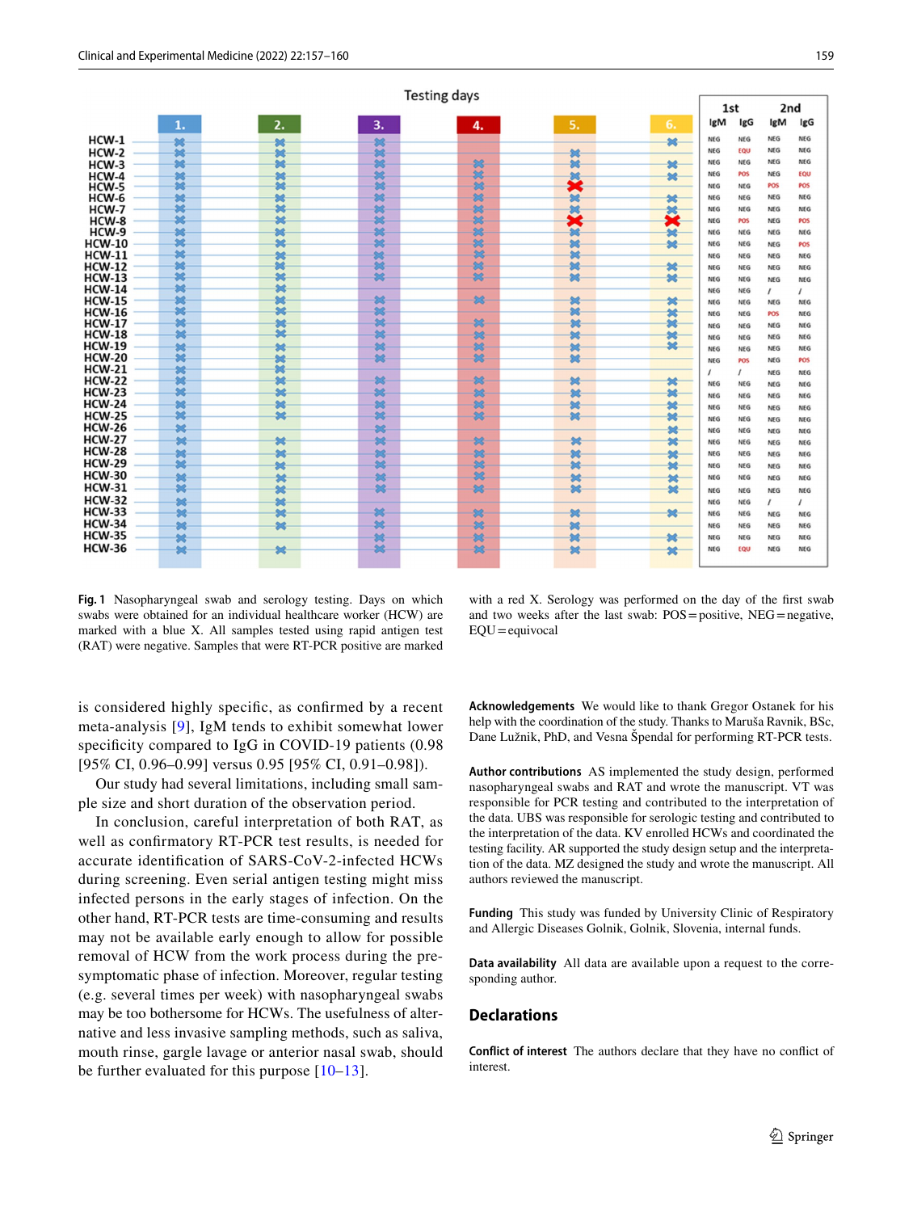| | 1st | | 2nd | |
|---|---|---|---|---|
| | IgM | IgG | IgM | IgG |
| HCW-1 | NEG | NEG | NEG | NEG |
| HCW-2 | NEG | EQU | NEG | NEG |
| HCW-3 | NEG | NEG | NEG | NEG |
| HCW-4 | NEG | POS | NEG | EQU |
| HCW-5 | NEG | NEG | POS | POS |
| HCW-6 | NEG | NEG | NEG | NEG |
| HCW-7 | NEG | NEG | NEG | NEG |
| HCW-8 | NEG | POS | NEG | POS |
| HCW-9 | NEG | NEG | NEG | NEG |
| HCW-10 | NEG | NEG | NEG | POS |
| HCW-11 | NEG | NEG | NEG | NEG |
| HCW-12 | NEG | NEG | NEG | NEG |
| HCW-13 | NEG | NEG | NEG | NEG |
| HCW-14 | NEG | NEG | / | / |
| HCW-15 | NEG | NEG | NEG | NEG |
| HCW-16 | NEG | NEG | POS | NEG |
| HCW-17 | NEG | NEG | NEG | NEG |
| HCW-18 | NEG | NEG | NEG | NEG |
| HCW-19 | NEG | NEG | NEG | NEG |
| HCW-20 | NEG | POS | NEG | POS |
| HCW-21 | / | / | NEG | NEG |
| HCW-22 | NEG | NEG | NEG | NEG |
| HCW-23 | NEG | NEG | NEG | NEG |
| HCW-24 | NEG | NEG | NEG | NEG |
| HCW-25 | NEG | NEG | NEG | NEG |
| HCW-26 | NEG | NEG | NEG | NEG |
| HCW-27 | NEG | NEG | NEG | NEG |
| HCW-28 | NEG | NEG | NEG | NEG |
| HCW-29 | NEG | NEG | NEG | NEG |
| HCW-30 | NEG | NEG | NEG | NEG |
| HCW-31 | NEG | NEG | NEG | NEG |
| HCW-32 | NEG | NEG | / | / |
| HCW-33 | NEG | NEG | NEG | NEG |
| HCW-34 | NEG | NEG | NEG | NEG |
| HCW-35 | NEG | NEG | NEG | NEG |
| HCW-36 | NEG | EQU | NEG | NEG |

**Fig. 1** Nasopharyngeal swab and serology testing. Days on which swabs were obtained for an individual healthcare worker (HCW) are marked with a blue X. All samples tested using rapid antigen test (RAT) were negative. Samples that were RT-PCR positive are marked with a red X. Serology was performed on the day of the first swab and two weeks after the last swab: POS = positive, NEG = negative, EQU = equivocal

is considered highly specific, as confirmed by a recent meta-analysis [9], IgM tends to exhibit somewhat lower specificity compared to IgG in COVID-19 patients (0.98 [95% CI, 0.96–0.99] versus 0.95 [95% CI, 0.91–0.98]).

Our study had several limitations, including small sample size and short duration of the observation period.

In conclusion, careful interpretation of both RAT, as well as confirmatory RT-PCR test results, is needed for accurate identification of SARS-CoV-2-infected HCWs during screening. Even serial antigen testing might miss infected persons in the early stages of infection. On the other hand, RT-PCR tests are time-consuming and results may not be available early enough to allow for possible removal of HCW from the work process during the pre-symptomatic phase of infection. Moreover, regular testing (e.g. several times per week) with nasopharyngeal swabs may be too bothersome for HCWs. The usefulness of alternative and less invasive sampling methods, such as saliva, mouth rinse, gargle lavage or anterior nasal swab, should be further evaluated for this purpose [10–13].

**Acknowledgements** We would like to thank Gregor Ostanek for his help with the coordination of the study. Thanks to Maruša Ravnik, BSc, Dane Lužnik, PhD, and Vesna Špendal for performing RT-PCR tests.

**Author contributions** AS implemented the study design, performed nasopharyngeal swabs and RAT and wrote the manuscript. VT was responsible for PCR testing and contributed to the interpretation of the data. UBS was responsible for serologic testing and contributed to the interpretation of the data. KV enrolled HCWs and coordinated the testing facility. AR supported the study design setup and the interpretation of the data. MZ designed the study and wrote the manuscript. All authors reviewed the manuscript.

**Funding** This study was funded by University Clinic of Respiratory and Allergic Diseases Golnik, Golnik, Slovenia, internal funds.

**Data availability** All data are available upon a request to the corresponding author.

## Declarations

**Conflict of interest** The authors declare that they have no conflict of interest.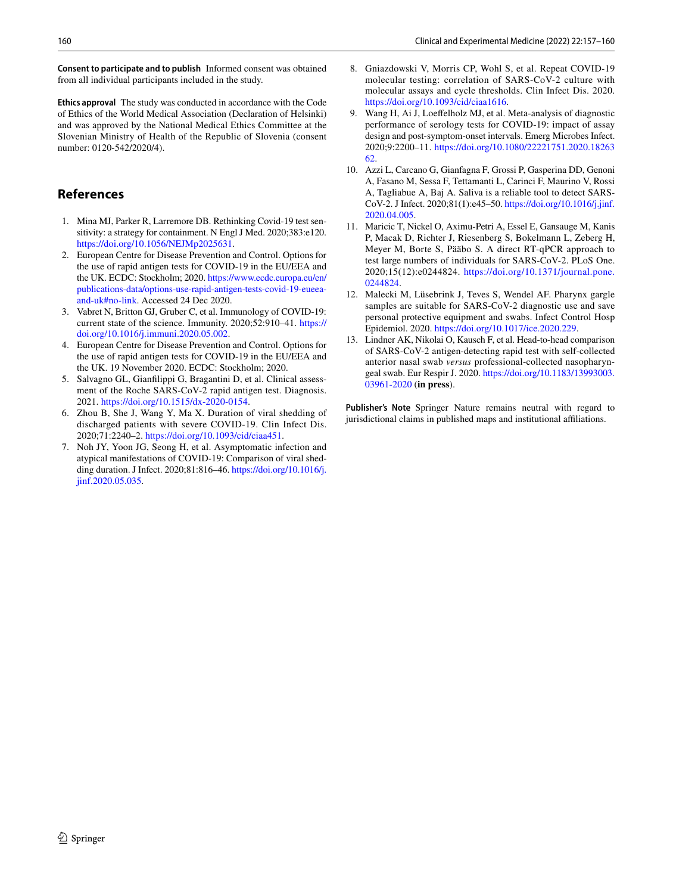**Consent to participate and to publish** Informed consent was obtained from all individual participants included in the study.

**Ethics approval** The study was conducted in accordance with the Code of Ethics of the World Medical Association (Declaration of Helsinki) and was approved by the National Medical Ethics Committee at the Slovenian Ministry of Health of the Republic of Slovenia (consent number: 0120-542/2020/4).

## References

1. Mina MJ, Parker R, Larremore DB. Rethinking Covid-19 test sensitivity: a strategy for containment. N Engl J Med. 2020;383:e120. https://doi.org/10.1056/NEJMp2025631.
2. European Centre for Disease Prevention and Control. Options for the use of rapid antigen tests for COVID-19 in the EU/EEA and the UK. ECDC: Stockholm; 2020. https://www.ecdc.europa.eu/en/publications-data/options-use-rapid-antigen-tests-covid-19-eueea-and-uk#no-link. Accessed 24 Dec 2020.
3. Vabret N, Britton GJ, Gruber C, et al. Immunology of COVID-19: current state of the science. Immunity. 2020;52:910–41. https://doi.org/10.1016/j.immuni.2020.05.002.
4. European Centre for Disease Prevention and Control. Options for the use of rapid antigen tests for COVID-19 in the EU/EEA and the UK. 19 November 2020. ECDC: Stockholm; 2020.
5. Salvagno GL, Gianfilippi G, Bragantini D, et al. Clinical assessment of the Roche SARS-CoV-2 rapid antigen test. Diagnosis. 2021. https://doi.org/10.1515/dx-2020-0154.
6. Zhou B, She J, Wang Y, Ma X. Duration of viral shedding of discharged patients with severe COVID-19. Clin Infect Dis. 2020;71:2240–2. https://doi.org/10.1093/cid/ciaa451.
7. Noh JY, Yoon JG, Seong H, et al. Asymptomatic infection and atypical manifestations of COVID-19: Comparison of viral shedding duration. J Infect. 2020;81:816–46. https://doi.org/10.1016/j.jinf.2020.05.035.
8. Gniazdowski V, Morris CP, Wohl S, et al. Repeat COVID-19 molecular testing: correlation of SARS-CoV-2 culture with molecular assays and cycle thresholds. Clin Infect Dis. 2020. https://doi.org/10.1093/cid/ciaa1616.
9. Wang H, Ai J, Loeffelholz MJ, et al. Meta-analysis of diagnostic performance of serology tests for COVID-19: impact of assay design and post-symptom-onset intervals. Emerg Microbes Infect. 2020;9:2200–11. https://doi.org/10.1080/22221751.2020.1826362.
10. Azzi L, Carcano G, Gianfagna F, Grossi P, Gasperina DD, Genoni A, Fasano M, Sessa F, Tettamanti L, Carinci F, Maurino V, Rossi A, Tagliabue A, Baj A. Saliva is a reliable tool to detect SARS-CoV-2. J Infect. 2020;81(1):e45–50. https://doi.org/10.1016/j.jinf.2020.04.005.
11. Maricic T, Nickel O, Aximu-Petri A, Essel E, Gansauge M, Kanis P, Macak D, Richter J, Riesenberg S, Bokelmann L, Zeberg H, Meyer M, Borte S, Pääbo S. A direct RT-qPCR approach to test large numbers of individuals for SARS-CoV-2. PLoS One. 2020;15(12):e0244824. https://doi.org/10.1371/journal.pone.0244824.
12. Malecki M, Lüsebrink J, Teves S, Wendel AF. Pharynx gargle samples are suitable for SARS-CoV-2 diagnostic use and save personal protective equipment and swabs. Infect Control Hosp Epidemiol. 2020. https://doi.org/10.1017/ice.2020.229.
13. Lindner AK, Nikolai O, Kausch F, et al. Head-to-head comparison of SARS-CoV-2 antigen-detecting rapid test with self-collected anterior nasal swab *versus* professional-collected nasopharyngeal swab. Eur Respir J. 2020. https://doi.org/10.1183/13993003.03961-2020 (**in press**).

**Publisher's Note** Springer Nature remains neutral with regard to jurisdictional claims in published maps and institutional affiliations.